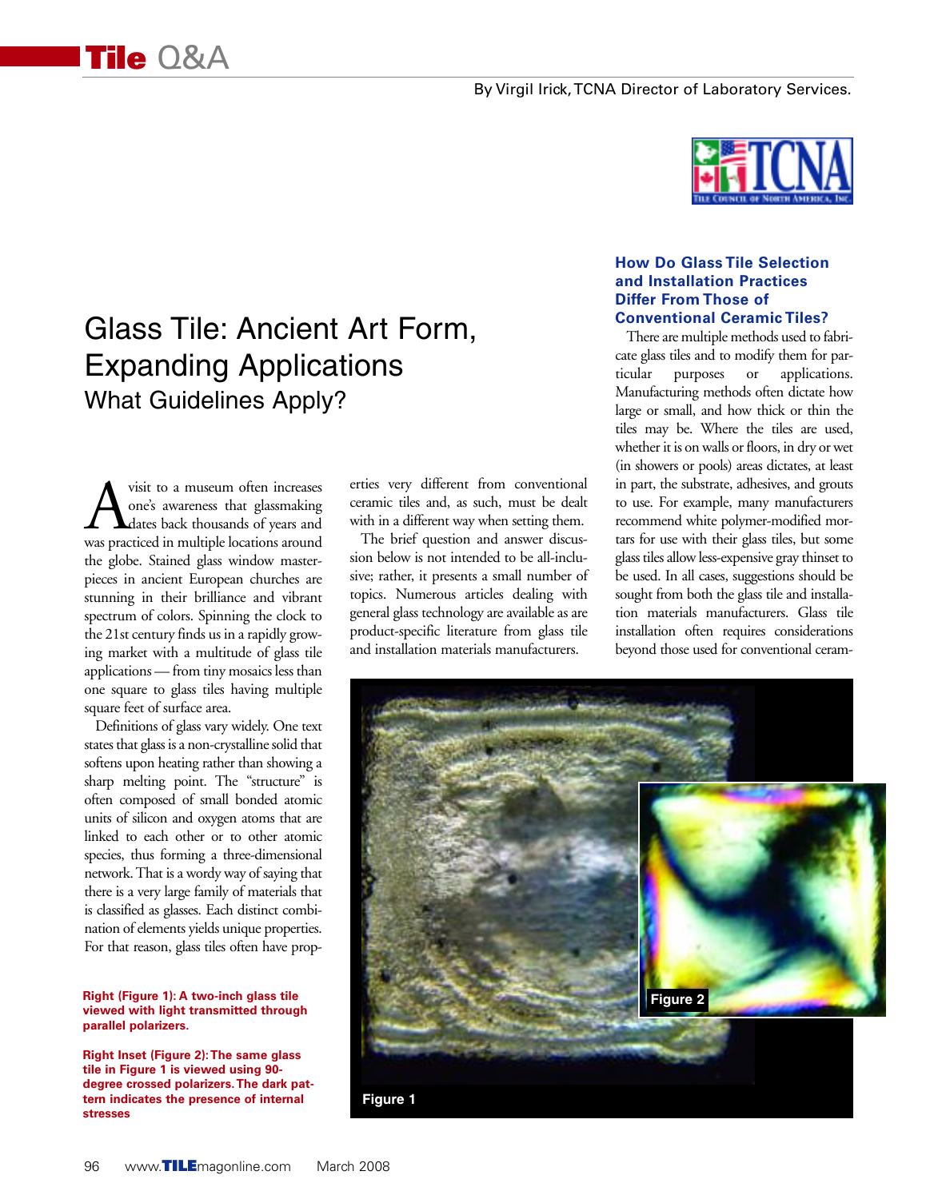# Glass Tile: Ancient Art Form, Expanding Applications

## What Guidelines Apply?

By Virgil Irick, TCNA Director of Laboratory Services.

A visit to a museum often increases one's awareness that glassmaking dates back thousands of years and was practiced in multiple locations around the globe. Stained glass window masterpieces in ancient European churches are stunning in their brilliance and vibrant spectrum of colors. Spinning the clock to the 21st century finds us in a rapidly growing market with a multitude of glass tile applications — from tiny mosaics less than one square to glass tiles having multiple square feet of surface area.

Definitions of glass vary widely. One text states that glass is a non-crystalline solid that softens upon heating rather than showing a sharp melting point. The "structure" is often composed of small bonded atomic units of silicon and oxygen atoms that are linked to each other or to other atomic species, thus forming a three-dimensional network. That is a wordy way of saying that there is a very large family of materials that is classified as glasses. Each distinct combination of elements yields unique properties. For that reason, glass tiles often have properties very different from conventional ceramic tiles and, as such, must be dealt with in a different way when setting them.

The brief question and answer discussion below is not intended to be all-inclusive; rather, it presents a small number of topics. Numerous articles dealing with general glass technology are available as are product-specific literature from glass tile and installation materials manufacturers.

### How Do Glass Tile Selection and Installation Practices Differ From Those of Conventional Ceramic Tiles?

There are multiple methods used to fabricate glass tiles and to modify them for particular purposes or applications. Manufacturing methods often dictate how large or small, and how thick or thin the tiles may be. Where the tiles are used, whether it is on walls or floors, in dry or wet (in showers or pools) areas dictates, at least in part, the substrate, adhesives, and grouts to use. For example, many manufacturers recommend white polymer-modified mortars for use with their glass tiles, but some glass tiles allow less-expensive gray thinset to be used. In all cases, suggestions should be sought from both the glass tile and installation materials manufacturers. Glass tile installation often requires considerations beyond those used for conventional ceram-

**Right (Figure 1): A two-inch glass tile viewed with light transmitted through parallel polarizers.**

**Right Inset (Figure 2): The same glass tile in Figure 1 is viewed using 90-degree crossed polarizers. The dark pattern indicates the presence of internal stresses**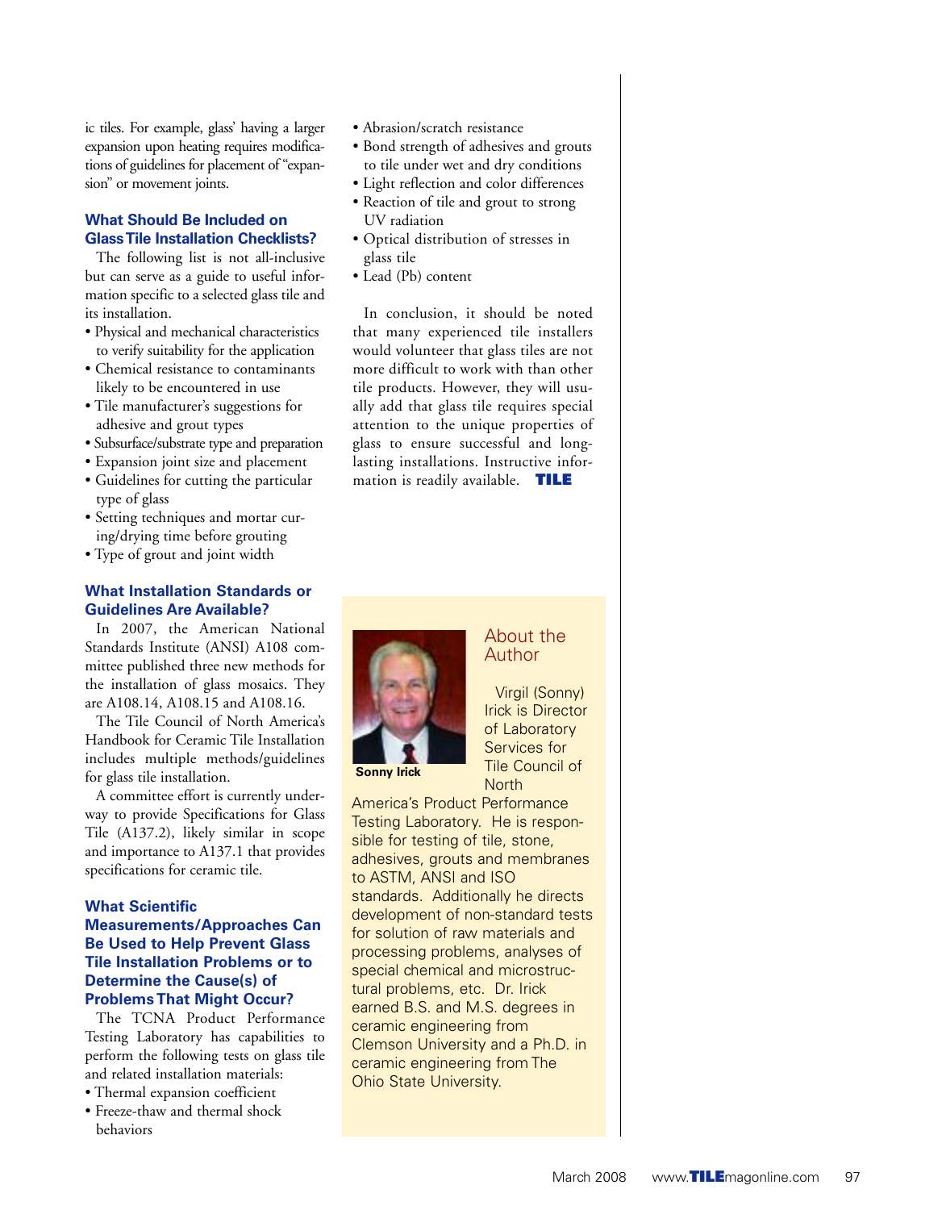ic tiles. For example, glass' having a larger expansion upon heating requires modifications of guidelines for placement of "expansion" or movement joints.

### What Should Be Included on Glass Tile Installation Checklists?

The following list is not all-inclusive but can serve as a guide to useful information specific to a selected glass tile and its installation.

- Physical and mechanical characteristics to verify suitability for the application
- Chemical resistance to contaminants likely to be encountered in use
- Tile manufacturer's suggestions for adhesive and grout types
- Subsurface/substrate type and preparation
- Expansion joint size and placement
- Guidelines for cutting the particular type of glass
- Setting techniques and mortar curing/drying time before grouting
- Type of grout and joint width

### What Installation Standards or Guidelines Are Available?

In 2007, the American National Standards Institute (ANSI) A108 committee published three new methods for the installation of glass mosaics. They are A108.14, A108.15 and A108.16.

The Tile Council of North America's Handbook for Ceramic Tile Installation includes multiple methods/guidelines for glass tile installation.

A committee effort is currently underway to provide Specifications for Glass Tile (A137.2), likely similar in scope and importance to A137.1 that provides specifications for ceramic tile.

### What Scientific Measurements/Approaches Can Be Used to Help Prevent Glass Tile Installation Problems or to Determine the Cause(s) of Problems That Might Occur?

The TCNA Product Performance Testing Laboratory has capabilities to perform the following tests on glass tile and related installation materials:

- Thermal expansion coefficient
- Freeze-thaw and thermal shock behaviors
- Abrasion/scratch resistance
- Bond strength of adhesives and grouts to tile under wet and dry conditions
- Light reflection and color differences
- Reaction of tile and grout to strong UV radiation
- Optical distribution of stresses in glass tile
- Lead (Pb) content

In conclusion, it should be noted that many experienced tile installers would volunteer that glass tiles are not more difficult to work with than other tile products. However, they will usually add that glass tile requires special attention to the unique properties of glass to ensure successful and long-lasting installations. Instructive information is readily available. **TILE**

### About the Author

Sonny Irick

Virgil (Sonny) Irick is Director of Laboratory Services for Tile Council of North America's Product Performance Testing Laboratory. He is responsible for testing of tile, stone, adhesives, grouts and membranes to ASTM, ANSI and ISO standards. Additionally he directs development of non-standard tests for solution of raw materials and processing problems, analyses of special chemical and microstructural problems, etc. Dr. Irick earned B.S. and M.S. degrees in ceramic engineering from Clemson University and a Ph.D. in ceramic engineering from The Ohio State University.